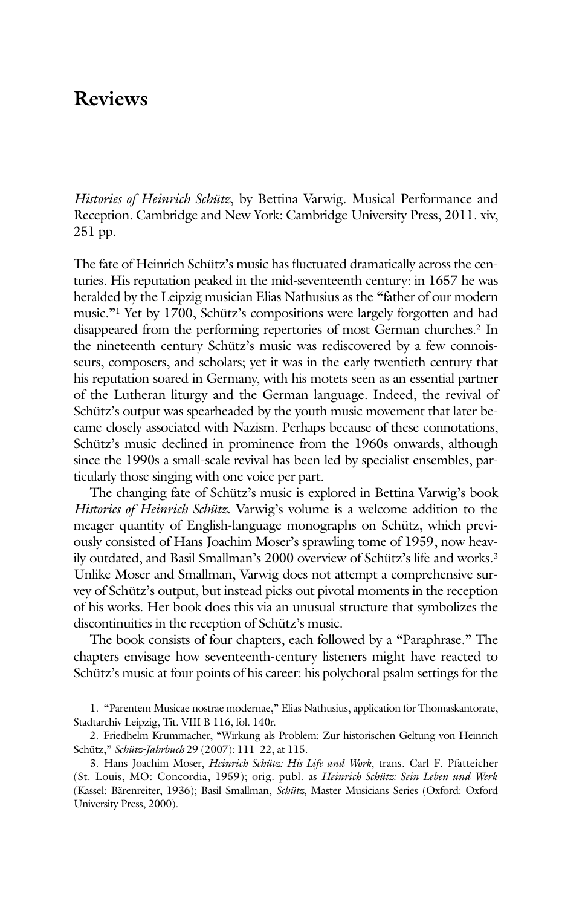# Reviews

*Histories of Heinrich Schütz*, by Bettina Varwig. Musical Performance and Reception. Cambridge and New York: Cambridge University Press, 2011. xiv, 251 pp.

The fate of Heinrich Schütz's music has fluctuated dramatically across the centuries. His reputation peaked in the mid-seventeenth century: in 1657 he was heralded by the Leipzig musician Elias Nathusius as the "father of our modern music."[1] Yet by 1700, Schütz's compositions were largely forgotten and had disappeared from the performing repertories of most German churches.[2] In the nineteenth century Schütz's music was rediscovered by a few connoisseurs, composers, and scholars; yet it was in the early twentieth century that his reputation soared in Germany, with his motets seen as an essential partner of the Lutheran liturgy and the German language. Indeed, the revival of Schütz's output was spearheaded by the youth music movement that later became closely associated with Nazism. Perhaps because of these connotations, Schütz's music declined in prominence from the 1960s onwards, although since the 1990s a small-scale revival has been led by specialist ensembles, particularly those singing with one voice per part.

The changing fate of Schütz's music is explored in Bettina Varwig's book *Histories of Heinrich Schütz.* Varwig's volume is a welcome addition to the meager quantity of English-language monographs on Schütz, which previously consisted of Hans Joachim Moser's sprawling tome of 1959, now heavily outdated, and Basil Smallman's 2000 overview of Schütz's life and works.[3] Unlike Moser and Smallman, Varwig does not attempt a comprehensive survey of Schütz's output, but instead picks out pivotal moments in the reception of his works. Her book does this via an unusual structure that symbolizes the discontinuities in the reception of Schütz's music.

The book consists of four chapters, each followed by a "Paraphrase." The chapters envisage how seventeenth-century listeners might have reacted to Schütz's music at four points of his career: his polychoral psalm settings for the

1. "Parentem Musicae nostrae modernae," Elias Nathusius, application for Thomaskantorate, Stadtarchiv Leipzig, Tit. VIII B 116, fol. 140r.

2. Friedhelm Krummacher, "Wirkung als Problem: Zur historischen Geltung von Heinrich Schütz," *Schütz-Jahrbuch* 29 (2007): 111–22, at 115.

3. Hans Joachim Moser, *Heinrich Schütz: His Life and Work*, trans. Carl F. Pfatteicher (St. Louis, MO: Concordia, 1959); orig. publ. as *Heinrich Schütz: Sein Leben und Werk* (Kassel: Bärenreiter, 1936); Basil Smallman, *Schütz*, Master Musicians Series (Oxford: Oxford University Press, 2000).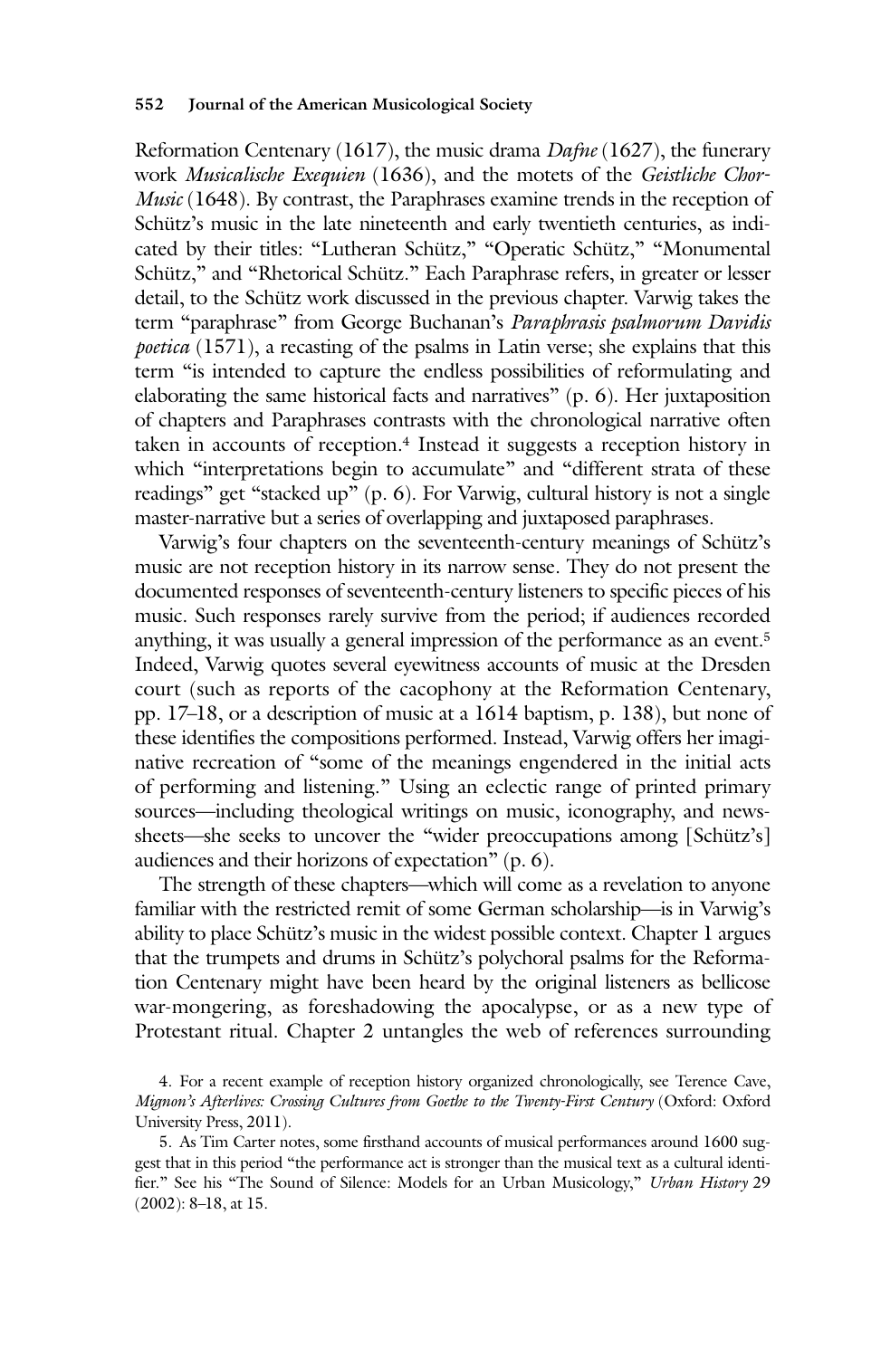Reformation Centenary (1617), the music drama *Dafne* (1627), the funerary work *Musicalische Exequien* (1636), and the motets of the *Geistliche Chor-Music* (1648). By contrast, the Paraphrases examine trends in the reception of Schütz's music in the late nineteenth and early twentieth centuries, as indicated by their titles: "Lutheran Schütz," "Operatic Schütz," "Monumental Schütz," and "Rhetorical Schütz." Each Paraphrase refers, in greater or lesser detail, to the Schütz work discussed in the previous chapter. Varwig takes the term "paraphrase" from George Buchanan's *Paraphrasis psalmorum Davidis poetica* (1571), a recasting of the psalms in Latin verse; she explains that this term "is intended to capture the endless possibilities of reformulating and elaborating the same historical facts and narratives" (p. 6). Her juxtaposition of chapters and Paraphrases contrasts with the chronological narrative often taken in accounts of reception.[4] Instead it suggests a reception history in which "interpretations begin to accumulate" and "different strata of these readings" get "stacked up" (p. 6). For Varwig, cultural history is not a single master-narrative but a series of overlapping and juxtaposed paraphrases.

Varwig's four chapters on the seventeenth-century meanings of Schütz's music are not reception history in its narrow sense. They do not present the documented responses of seventeenth-century listeners to specific pieces of his music. Such responses rarely survive from the period; if audiences recorded anything, it was usually a general impression of the performance as an event.[5] Indeed, Varwig quotes several eyewitness accounts of music at the Dresden court (such as reports of the cacophony at the Reformation Centenary, pp. 17–18, or a description of music at a 1614 baptism, p. 138), but none of these identifies the compositions performed. Instead, Varwig offers her imaginative recreation of "some of the meanings engendered in the initial acts of performing and listening." Using an eclectic range of printed primary sources—including theological writings on music, iconography, and newssheets—she seeks to uncover the "wider preoccupations among [Schütz's] audiences and their horizons of expectation" (p. 6).

The strength of these chapters—which will come as a revelation to anyone familiar with the restricted remit of some German scholarship—is in Varwig's ability to place Schütz's music in the widest possible context. Chapter 1 argues that the trumpets and drums in Schütz's polychoral psalms for the Reformation Centenary might have been heard by the original listeners as bellicose war-mongering, as foreshadowing the apocalypse, or as a new type of Protestant ritual. Chapter 2 untangles the web of references surrounding

4. For a recent example of reception history organized chronologically, see Terence Cave, *Mignon's Afterlives: Crossing Cultures from Goethe to the Twenty-First Century* (Oxford: Oxford University Press, 2011).

5. As Tim Carter notes, some firsthand accounts of musical performances around 1600 suggest that in this period "the performance act is stronger than the musical text as a cultural identifier." See his "The Sound of Silence: Models for an Urban Musicology," *Urban History* 29 (2002): 8–18, at 15.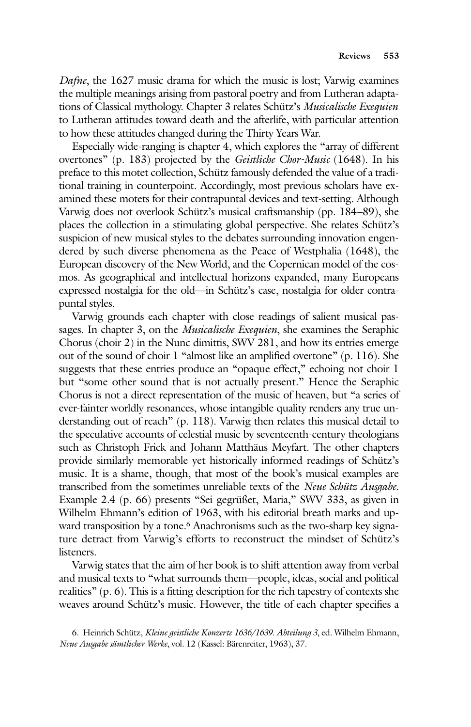*Dafne*, the 1627 music drama for which the music is lost; Varwig examines the multiple meanings arising from pastoral poetry and from Lutheran adaptations of Classical mythology. Chapter 3 relates Schütz's *Musicalische Exequien* to Lutheran attitudes toward death and the afterlife, with particular attention to how these attitudes changed during the Thirty Years War.

Especially wide-ranging is chapter 4, which explores the "array of different overtones" (p. 183) projected by the *Geistliche Chor-Music* (1648). In his preface to this motet collection, Schütz famously defended the value of a traditional training in counterpoint. Accordingly, most previous scholars have examined these motets for their contrapuntal devices and text-setting. Although Varwig does not overlook Schütz's musical craftsmanship (pp. 184–89), she places the collection in a stimulating global perspective. She relates Schütz's suspicion of new musical styles to the debates surrounding innovation engendered by such diverse phenomena as the Peace of Westphalia (1648), the European discovery of the New World, and the Copernican model of the cosmos. As geographical and intellectual horizons expanded, many Europeans expressed nostalgia for the old—in Schütz's case, nostalgia for older contrapuntal styles.

Varwig grounds each chapter with close readings of salient musical passages. In chapter 3, on the *Musicalische Exequien*, she examines the Seraphic Chorus (choir 2) in the Nunc dimittis, SWV 281, and how its entries emerge out of the sound of choir 1 "almost like an amplified overtone" (p. 116). She suggests that these entries produce an "opaque effect," echoing not choir 1 but "some other sound that is not actually present." Hence the Seraphic Chorus is not a direct representation of the music of heaven, but "a series of ever-fainter worldly resonances, whose intangible quality renders any true understanding out of reach" (p. 118). Varwig then relates this musical detail to the speculative accounts of celestial music by seventeenth-century theologians such as Christoph Frick and Johann Matthäus Meyfart. The other chapters provide similarly memorable yet historically informed readings of Schütz's music. It is a shame, though, that most of the book's musical examples are transcribed from the sometimes unreliable texts of the *Neue Schütz Ausgabe*. Example 2.4 (p. 66) presents "Sei gegrüßet, Maria," SWV 333, as given in Wilhelm Ehmann's edition of 1963, with his editorial breath marks and upward transposition by a tone.[6] Anachronisms such as the two-sharp key signature detract from Varwig's efforts to reconstruct the mindset of Schütz's listeners.

Varwig states that the aim of her book is to shift attention away from verbal and musical texts to "what surrounds them—people, ideas, social and political realities" (p. 6). This is a fitting description for the rich tapestry of contexts she weaves around Schütz's music. However, the title of each chapter specifies a

6. Heinrich Schütz, *Kleine geistliche Konzerte 1636/1639. Abteilung 3*, ed. Wilhelm Ehmann, *Neue Ausgabe sämtlicher Werke*, vol. 12 (Kassel: Bärenreiter, 1963), 37.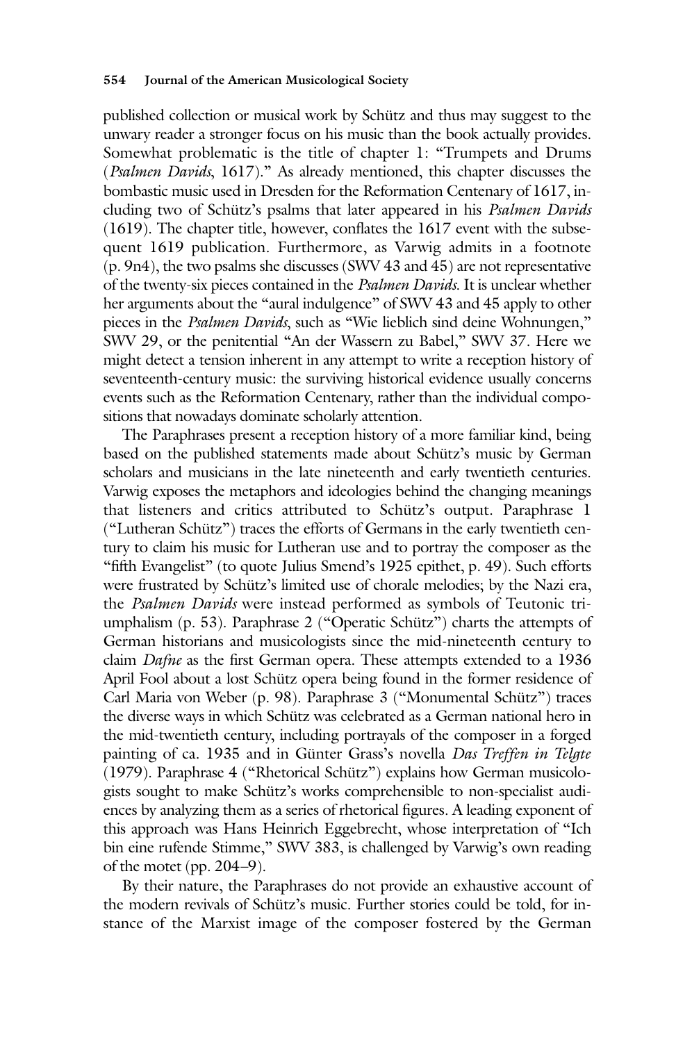published collection or musical work by Schütz and thus may suggest to the unwary reader a stronger focus on his music than the book actually provides. Somewhat problematic is the title of chapter 1: "Trumpets and Drums (*Psalmen Davids*, 1617)." As already mentioned, this chapter discusses the bombastic music used in Dresden for the Reformation Centenary of 1617, including two of Schütz's psalms that later appeared in his *Psalmen Davids* (1619). The chapter title, however, conflates the 1617 event with the subsequent 1619 publication. Furthermore, as Varwig admits in a footnote (p. 9n4), the two psalms she discusses (SWV 43 and 45) are not representative of the twenty-six pieces contained in the *Psalmen Davids*. It is unclear whether her arguments about the "aural indulgence" of SWV 43 and 45 apply to other pieces in the *Psalmen Davids*, such as "Wie lieblich sind deine Wohnungen," SWV 29, or the penitential "An der Wassern zu Babel," SWV 37. Here we might detect a tension inherent in any attempt to write a reception history of seventeenth-century music: the surviving historical evidence usually concerns events such as the Reformation Centenary, rather than the individual compositions that nowadays dominate scholarly attention.

The Paraphrases present a reception history of a more familiar kind, being based on the published statements made about Schütz's music by German scholars and musicians in the late nineteenth and early twentieth centuries. Varwig exposes the metaphors and ideologies behind the changing meanings that listeners and critics attributed to Schütz's output. Paraphrase 1 ("Lutheran Schütz") traces the efforts of Germans in the early twentieth century to claim his music for Lutheran use and to portray the composer as the "fifth Evangelist" (to quote Julius Smend's 1925 epithet, p. 49). Such efforts were frustrated by Schütz's limited use of chorale melodies; by the Nazi era, the *Psalmen Davids* were instead performed as symbols of Teutonic triumphalism (p. 53). Paraphrase 2 ("Operatic Schütz") charts the attempts of German historians and musicologists since the mid-nineteenth century to claim *Dafne* as the first German opera. These attempts extended to a 1936 April Fool about a lost Schütz opera being found in the former residence of Carl Maria von Weber (p. 98). Paraphrase 3 ("Monumental Schütz") traces the diverse ways in which Schütz was celebrated as a German national hero in the mid-twentieth century, including portrayals of the composer in a forged painting of ca. 1935 and in Günter Grass's novella *Das Treffen in Telgte* (1979). Paraphrase 4 ("Rhetorical Schütz") explains how German musicologists sought to make Schütz's works comprehensible to non-specialist audiences by analyzing them as a series of rhetorical figures. A leading exponent of this approach was Hans Heinrich Eggebrecht, whose interpretation of "Ich bin eine rufende Stimme," SWV 383, is challenged by Varwig's own reading of the motet (pp. 204–9).

By their nature, the Paraphrases do not provide an exhaustive account of the modern revivals of Schütz's music. Further stories could be told, for instance of the Marxist image of the composer fostered by the German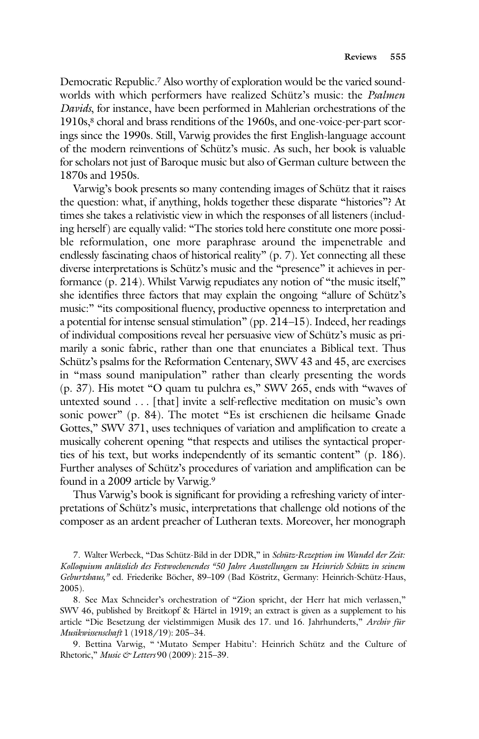Democratic Republic.[7] Also worthy of exploration would be the varied sound-worlds with which performers have realized Schütz's music: the *Psalmen Davids*, for instance, have been performed in Mahlerian orchestrations of the 1910s,[8] choral and brass renditions of the 1960s, and one-voice-per-part scorings since the 1990s. Still, Varwig provides the first English-language account of the modern reinventions of Schütz's music. As such, her book is valuable for scholars not just of Baroque music but also of German culture between the 1870s and 1950s.

Varwig's book presents so many contending images of Schütz that it raises the question: what, if anything, holds together these disparate "histories"? At times she takes a relativistic view in which the responses of all listeners (including herself) are equally valid: "The stories told here constitute one more possible reformulation, one more paraphrase around the impenetrable and endlessly fascinating chaos of historical reality" (p. 7). Yet connecting all these diverse interpretations is Schütz's music and the "presence" it achieves in performance (p. 214). Whilst Varwig repudiates any notion of "the music itself," she identifies three factors that may explain the ongoing "allure of Schütz's music:" "its compositional fluency, productive openness to interpretation and a potential for intense sensual stimulation" (pp. 214–15). Indeed, her readings of individual compositions reveal her persuasive view of Schütz's music as primarily a sonic fabric, rather than one that enunciates a Biblical text. Thus Schütz's psalms for the Reformation Centenary, SWV 43 and 45, are exercises in "mass sound manipulation" rather than clearly presenting the words (p. 37). His motet "O quam tu pulchra es," SWV 265, ends with "waves of untexted sound . . . [that] invite a self-reflective meditation on music's own sonic power" (p. 84). The motet "Es ist erschienen die heilsame Gnade Gottes," SWV 371, uses techniques of variation and amplification to create a musically coherent opening "that respects and utilises the syntactical properties of his text, but works independently of its semantic content" (p. 186). Further analyses of Schütz's procedures of variation and amplification can be found in a 2009 article by Varwig.[9]

Thus Varwig's book is significant for providing a refreshing variety of interpretations of Schütz's music, interpretations that challenge old notions of the composer as an ardent preacher of Lutheran texts. Moreover, her monograph

7. Walter Werbeck, "Das Schütz-Bild in der DDR," in *Schütz-Rezeption im Wandel der Zeit: Kolloquium anlässlich des Festwochenendes "50 Jahre Ausstellungen zu Heinrich Schütz in seinem Geburtshaus,"* ed. Friederike Böcher, 89–109 (Bad Köstritz, Germany: Heinrich-Schütz-Haus, 2005).

8. See Max Schneider's orchestration of "Zion spricht, der Herr hat mich verlassen," SWV 46, published by Breitkopf & Härtel in 1919; an extract is given as a supplement to his article "Die Besetzung der vielstimmigen Musik des 17. und 16. Jahrhunderts," *Archiv für Musikwissenschaft* 1 (1918/19): 205–34.

9. Bettina Varwig, " 'Mutato Semper Habitu': Heinrich Schütz and the Culture of Rhetoric," *Music & Letters* 90 (2009): 215–39.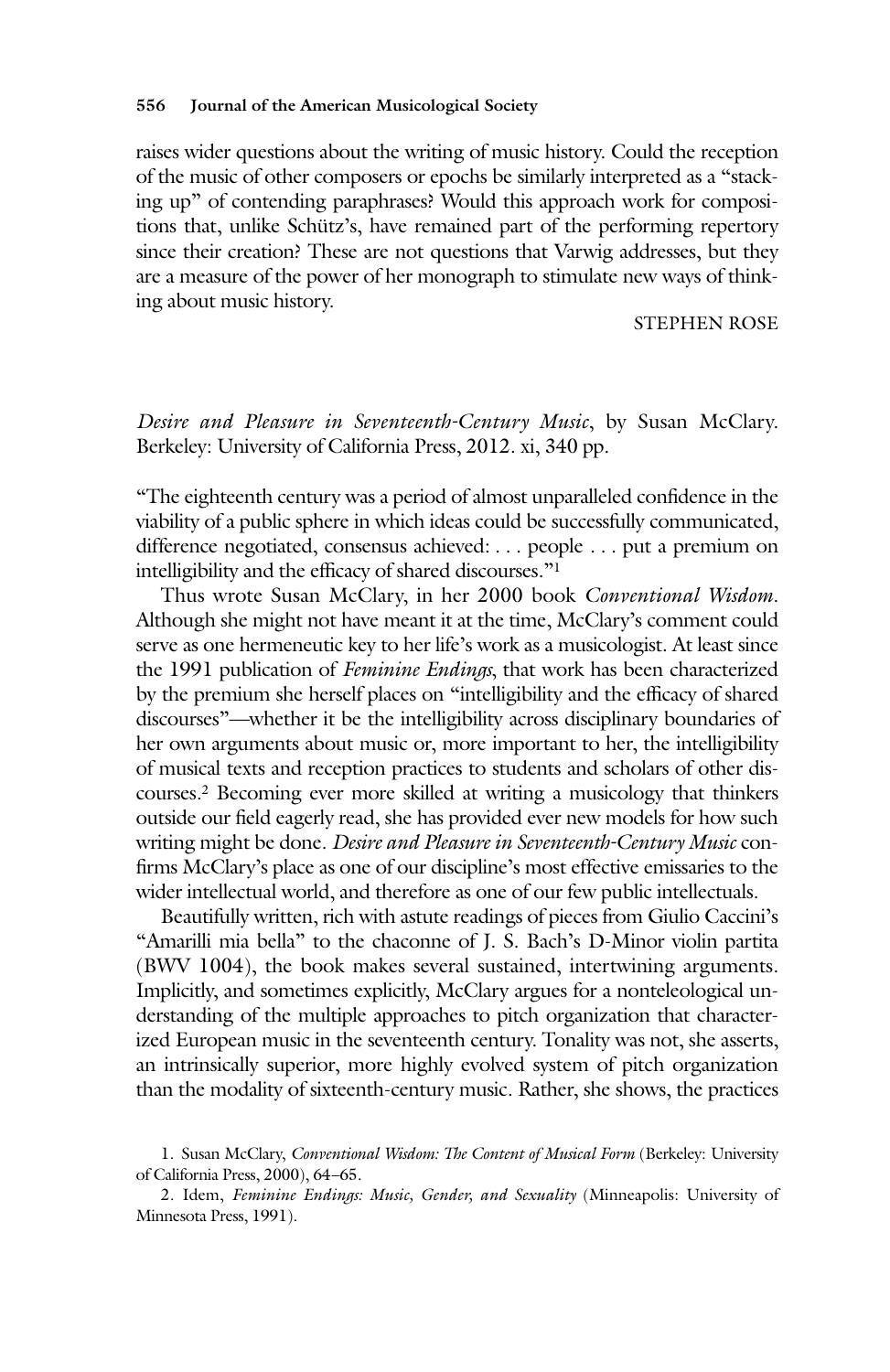raises wider questions about the writing of music history. Could the reception of the music of other composers or epochs be similarly interpreted as a "stacking up" of contending paraphrases? Would this approach work for compositions that, unlike Schütz's, have remained part of the performing repertory since their creation? These are not questions that Varwig addresses, but they are a measure of the power of her monograph to stimulate new ways of thinking about music history.

STEPHEN ROSE

*Desire and Pleasure in Seventeenth-Century Music*, by Susan McClary. Berkeley: University of California Press, 2012. xi, 340 pp.

"The eighteenth century was a period of almost unparalleled confidence in the viability of a public sphere in which ideas could be successfully communicated, difference negotiated, consensus achieved: . . . people . . . put a premium on intelligibility and the efficacy of shared discourses."[1]

Thus wrote Susan McClary, in her 2000 book *Conventional Wisdom*. Although she might not have meant it at the time, McClary's comment could serve as one hermeneutic key to her life's work as a musicologist. At least since the 1991 publication of *Feminine Endings*, that work has been characterized by the premium she herself places on "intelligibility and the efficacy of shared discourses"—whether it be the intelligibility across disciplinary boundaries of her own arguments about music or, more important to her, the intelligibility of musical texts and reception practices to students and scholars of other discourses.[2] Becoming ever more skilled at writing a musicology that thinkers outside our field eagerly read, she has provided ever new models for how such writing might be done. *Desire and Pleasure in Seventeenth-Century Music* confirms McClary's place as one of our discipline's most effective emissaries to the wider intellectual world, and therefore as one of our few public intellectuals.

Beautifully written, rich with astute readings of pieces from Giulio Caccini's "Amarilli mia bella" to the chaconne of J. S. Bach's D-Minor violin partita (BWV 1004), the book makes several sustained, intertwining arguments. Implicitly, and sometimes explicitly, McClary argues for a nonteleological understanding of the multiple approaches to pitch organization that characterized European music in the seventeenth century. Tonality was not, she asserts, an intrinsically superior, more highly evolved system of pitch organization than the modality of sixteenth-century music. Rather, she shows, the practices

1. Susan McClary, *Conventional Wisdom: The Content of Musical Form* (Berkeley: University of California Press, 2000), 64–65.

2. Idem, *Feminine Endings: Music, Gender, and Sexuality* (Minneapolis: University of Minnesota Press, 1991).